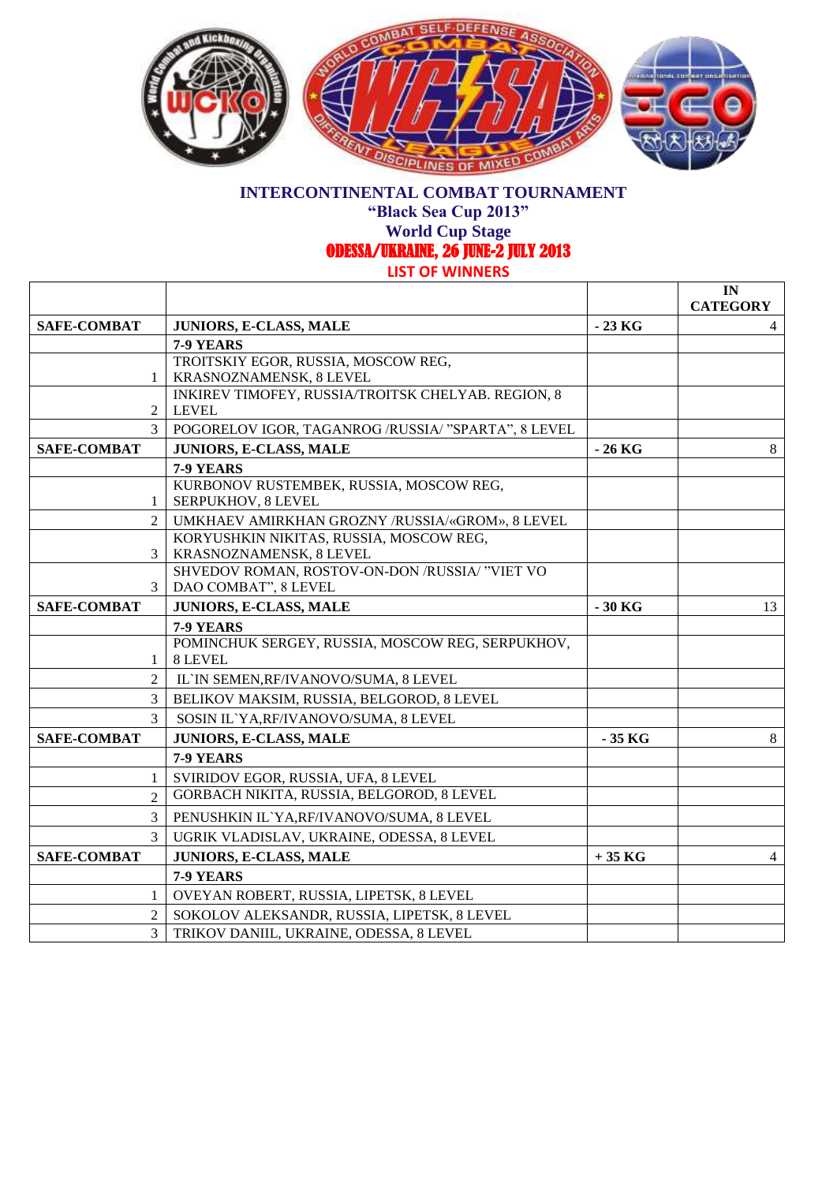**INTERCONTINENTAL COMBAT TOURNAMENT**
**"Black Sea Cup 2013"**
**World Cup Stage**
**ODESSA/UKRAINE, 26 JUNE-2 JULY 2013**
**LIST OF WINNERS**

| | | | IN CATEGORY |
|---|---|---|---|
| **SAFE-COMBAT** | **JUNIORS, E-CLASS, MALE** | **- 23 KG** | 4 |
| | **7-9 YEARS** | | |
| 1 | TROITSKIY EGOR, RUSSIA, MOSCOW REG, KRASNOZNAMENSK, 8 LEVEL | | |
| 2 | INKIREV TIMOFEY, RUSSIA/TROITSK CHELYAB. REGION, 8 LEVEL | | |
| 3 | POGORELOV IGOR, TAGANROG /RUSSIA/ "SPARTA", 8 LEVEL | | |
| **SAFE-COMBAT** | **JUNIORS, E-CLASS, MALE** | **- 26 KG** | 8 |
| | **7-9 YEARS** | | |
| 1 | KURBONOV RUSTEMBEK, RUSSIA, MOSCOW REG, SERPUKHOV, 8 LEVEL | | |
| 2 | UMKHAEV AMIRKHAN GROZNY /RUSSIA/«GROM», 8 LEVEL | | |
| 3 | KORYUSHKIN NIKITAS, RUSSIA, MOSCOW REG, KRASNOZNAMENSK, 8 LEVEL | | |
| 3 | SHVEDOV ROMAN, ROSTOV-ON-DON /RUSSIA/ "VIET VO DAO COMBAT", 8 LEVEL | | |
| **SAFE-COMBAT** | **JUNIORS, E-CLASS, MALE** | **- 30 KG** | 13 |
| | **7-9 YEARS** | | |
| 1 | POMINCHUK SERGEY, RUSSIA, MOSCOW REG, SERPUKHOV, 8 LEVEL | | |
| 2 | IL`IN SEMEN,RF/IVANOVO/SUMA, 8 LEVEL | | |
| 3 | BELIKOV MAKSIM, RUSSIA, BELGOROD, 8 LEVEL | | |
| 3 | SOSIN IL`YA,RF/IVANOVO/SUMA, 8 LEVEL | | |
| **SAFE-COMBAT** | **JUNIORS, E-CLASS, MALE** | **- 35 KG** | 8 |
| | **7-9 YEARS** | | |
| 1 | SVIRIDOV EGOR, RUSSIA, UFA, 8 LEVEL | | |
| 2 | GORBACH NIKITA, RUSSIA, BELGOROD, 8 LEVEL | | |
| 3 | PENUSHKIN IL`YA,RF/IVANOVO/SUMA, 8 LEVEL | | |
| 3 | UGRIK VLADISLAV, UKRAINE, ODESSA, 8 LEVEL | | |
| **SAFE-COMBAT** | **JUNIORS, E-CLASS, MALE** | **+ 35 KG** | 4 |
| | **7-9 YEARS** | | |
| 1 | OVEYAN ROBERT, RUSSIA, LIPETSK, 8 LEVEL | | |
| 2 | SOKOLOV ALEKSANDR, RUSSIA, LIPETSK, 8 LEVEL | | |
| 3 | TRIKOV DANIIL, UKRAINE, ODESSA, 8 LEVEL | | |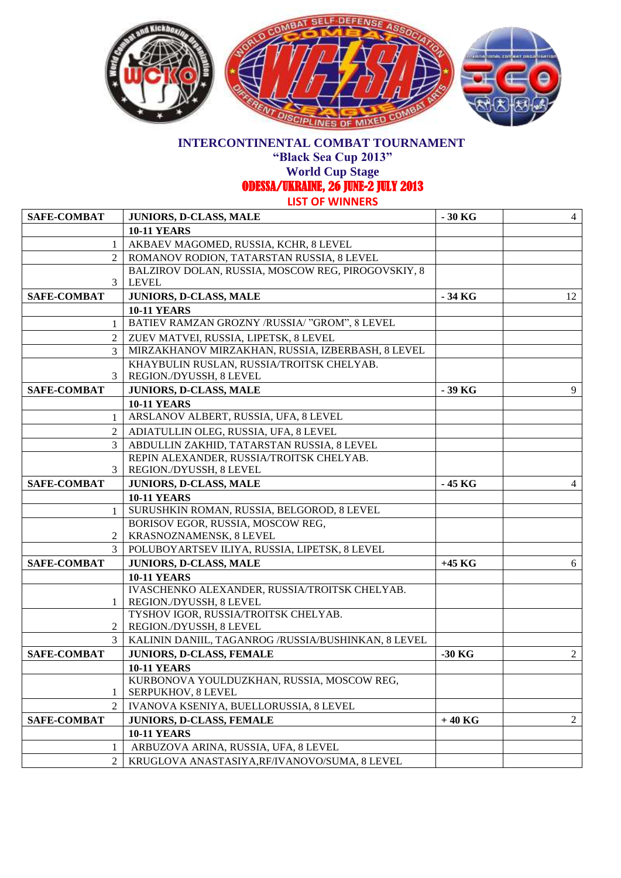**INTERCONTINENTAL COMBAT TOURNAMENT**
**"Black Sea Cup 2013"**
**World Cup Stage**
**ODESSA/UKRAINE, 26 JUNE-2 JULY 2013**
**LIST OF WINNERS**

| SAFE-COMBAT | JUNIORS, D-CLASS, MALE | - 30 KG | 4 |
|---|---|---|---|
| | **10-11 YEARS** | | |
| 1 | AKBAEV MAGOMED, RUSSIA, KCHR, 8 LEVEL | | |
| 2 | ROMANOV RODION, TATARSTAN RUSSIA, 8 LEVEL | | |
| 3 | BALZIROV DOLAN, RUSSIA, MOSCOW REG, PIROGOVSKIY, 8 LEVEL | | |
| **SAFE-COMBAT** | **JUNIORS, D-CLASS, MALE** | **- 34 KG** | 12 |
| | **10-11 YEARS** | | |
| 1 | BATIEV RAMZAN GROZNY /RUSSIA/ "GROM", 8 LEVEL | | |
| 2 | ZUEV MATVEI, RUSSIA, LIPETSK, 8 LEVEL | | |
| 3 | MIRZAKHANOV MIRZAKHAN, RUSSIA, IZBERBASH, 8 LEVEL | | |
| 3 | KHAYBULIN RUSLAN, RUSSIA/TROITSK CHELYAB. REGION./DYUSSH, 8 LEVEL | | |
| **SAFE-COMBAT** | **JUNIORS, D-CLASS, MALE** | **- 39 KG** | 9 |
| | **10-11 YEARS** | | |
| 1 | ARSLANOV ALBERT, RUSSIA, UFA, 8 LEVEL | | |
| 2 | ADIATULLIN OLEG, RUSSIA, UFA, 8 LEVEL | | |
| 3 | ABDULLIN ZAKHID, TATARSTAN RUSSIA, 8 LEVEL | | |
| 3 | REPIN ALEXANDER, RUSSIA/TROITSK CHELYAB. REGION./DYUSSH, 8 LEVEL | | |
| **SAFE-COMBAT** | **JUNIORS, D-CLASS, MALE** | **- 45 KG** | 4 |
| | **10-11 YEARS** | | |
| 1 | SURUSHKIN ROMAN, RUSSIA, BELGOROD, 8 LEVEL | | |
| 2 | BORISOV EGOR, RUSSIA, MOSCOW REG, KRASNOZNAMENSK, 8 LEVEL | | |
| 3 | POLUBOYARTSEV ILIYA, RUSSIA, LIPETSK, 8 LEVEL | | |
| **SAFE-COMBAT** | **JUNIORS, D-CLASS, MALE** | **+45 KG** | 6 |
| | **10-11 YEARS** | | |
| 1 | IVASCHENKO ALEXANDER, RUSSIA/TROITSK CHELYAB. REGION./DYUSSH, 8 LEVEL | | |
| 2 | TYSHOV IGOR, RUSSIA/TROITSK CHELYAB. REGION./DYUSSH, 8 LEVEL | | |
| 3 | KALININ DANIIL, TAGANROG /RUSSIA/BUSHINKAN, 8 LEVEL | | |
| **SAFE-COMBAT** | **JUNIORS, D-CLASS, FEMALE** | **-30 KG** | 2 |
| | **10-11 YEARS** | | |
| 1 | KURBONOVA YOULDUZKHAN, RUSSIA, MOSCOW REG, SERPUKHOV, 8 LEVEL | | |
| 2 | IVANOVA KSENIYA, BUELLORUSSIA, 8 LEVEL | | |
| **SAFE-COMBAT** | **JUNIORS, D-CLASS, FEMALE** | **+ 40 KG** | 2 |
| | **10-11 YEARS** | | |
| 1 | ARBUZOVA ARINA, RUSSIA, UFA, 8 LEVEL | | |
| 2 | KRUGLOVA ANASTASIYA,RF/IVANOVO/SUMA, 8 LEVEL | | |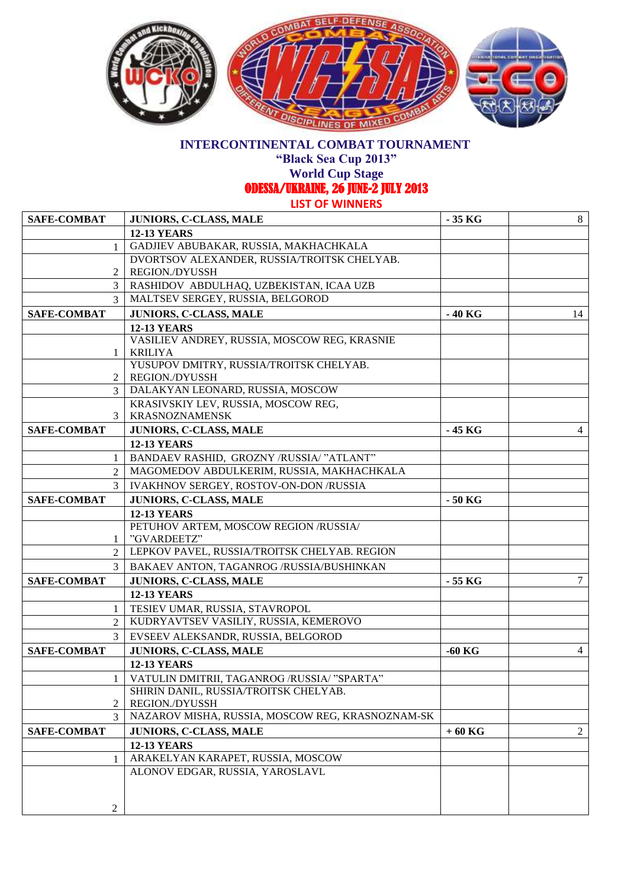**INTERCONTINENTAL COMBAT TOURNAMENT**

**"Black Sea Cup 2013"**

**World Cup Stage**

**ODESSA/UKRAINE, 26 JUNE-2 JULY 2013**

**LIST OF WINNERS**

| SAFE-COMBAT | JUNIORS, C-CLASS, MALE | - 35 KG | 8 |
|---|---|---|---|
| | 12-13 YEARS | | |
| 1 | GADJIEV ABUBAKAR, RUSSIA, MAKHACHKALA | | |
| 2 | DVORTSOV ALEXANDER, RUSSIA/TROITSK CHELYAB. REGION./DYUSSH | | |
| 3 | RASHIDOV ABDULHAQ, UZBEKISTAN, ICAA UZB | | |
| 3 | MALTSEV SERGEY, RUSSIA, BELGOROD | | |
| SAFE-COMBAT | JUNIORS, C-CLASS, MALE | - 40 KG | 14 |
| | 12-13 YEARS | | |
| 1 | VASILIEV ANDREY, RUSSIA, MOSCOW REG, KRASNIE KRILIYA | | |
| 2 | YUSUPOV DMITRY, RUSSIA/TROITSK CHELYAB. REGION./DYUSSH | | |
| 3 | DALAKYAN LEONARD, RUSSIA, MOSCOW | | |
| 3 | KRASIVSKIY LEV, RUSSIA, MOSCOW REG, KRASNOZNAMENSK | | |
| SAFE-COMBAT | JUNIORS, C-CLASS, MALE | - 45 KG | 4 |
| | 12-13 YEARS | | |
| 1 | BANDAEV RASHID, GROZNY /RUSSIA/ "ATLANT" | | |
| 2 | MAGOMEDOV ABDULKERIM, RUSSIA, MAKHACHKALA | | |
| 3 | IVAKHNOV SERGEY, ROSTOV-ON-DON /RUSSIA | | |
| SAFE-COMBAT | JUNIORS, C-CLASS, MALE | - 50 KG | |
| | 12-13 YEARS | | |
| 1 | PETUHOV ARTEM, MOSCOW REGION /RUSSIA/ "GVARDEETZ" | | |
| 2 | LEPKOV PAVEL, RUSSIA/TROITSK CHELYAB. REGION | | |
| 3 | BAKAEV ANTON, TAGANROG /RUSSIA/BUSHINKAN | | |
| SAFE-COMBAT | JUNIORS, C-CLASS, MALE | - 55 KG | 7 |
| | 12-13 YEARS | | |
| 1 | TESIEV UMAR, RUSSIA, STAVROPOL | | |
| 2 | KUDRYAVTSEV VASILIY, RUSSIA, KEMEROVO | | |
| 3 | EVSEEV ALEKSANDR, RUSSIA, BELGOROD | | |
| SAFE-COMBAT | JUNIORS, C-CLASS, MALE | -60 KG | 4 |
| | 12-13 YEARS | | |
| 1 | VATULIN DMITRII, TAGANROG /RUSSIA/ "SPARTA" | | |
| 2 | SHIRIN DANIL, RUSSIA/TROITSK CHELYAB. REGION./DYUSSH | | |
| 3 | NAZAROV MISHA, RUSSIA, MOSCOW REG, KRASNOZNAM-SK | | |
| SAFE-COMBAT | JUNIORS, C-CLASS, MALE | + 60 KG | 2 |
| | 12-13 YEARS | | |
| 1 | ARAKELYAN KARAPET, RUSSIA, MOSCOW | | |
| 2 | ALONOV EDGAR, RUSSIA, YAROSLAVL | | |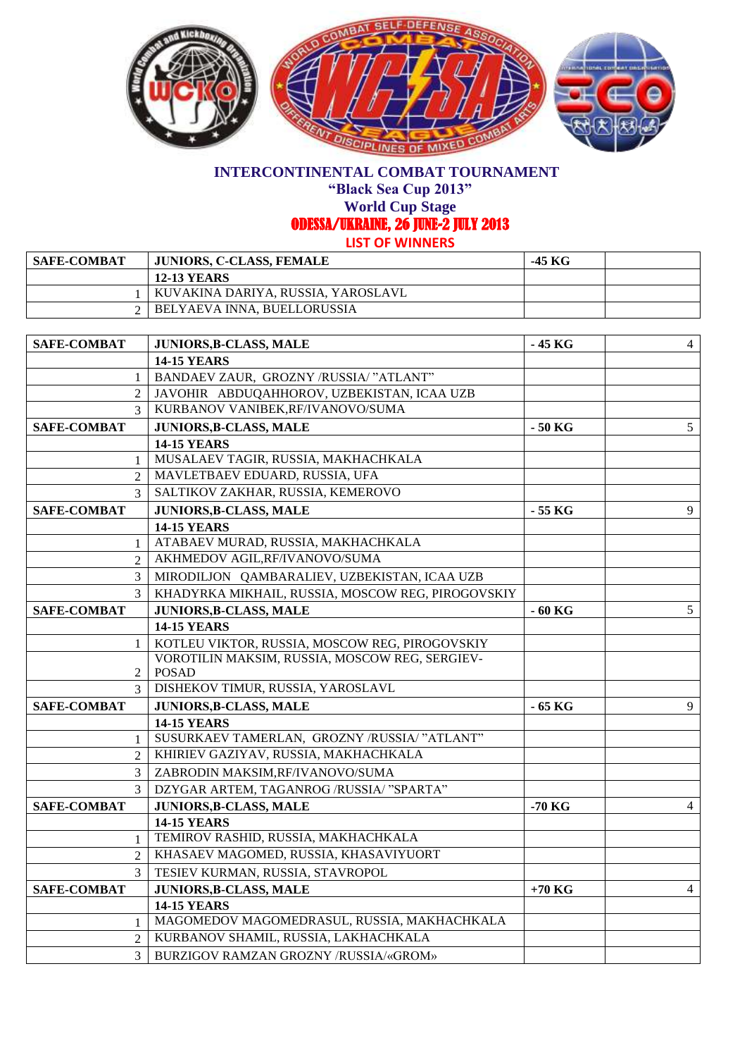# INTERCONTINENTAL COMBAT TOURNAMENT

## "Black Sea Cup 2013"

## World Cup Stage

## ODESSA/UKRAINE, 26 JUNE-2 JULY 2013

## LIST OF WINNERS

| SAFE-COMBAT | JUNIORS, C-CLASS, FEMALE | -45 KG | |
|---|---|---|---|
| | 12-13 YEARS | | |
| 1 | KUVAKINA DARIYA, RUSSIA, YAROSLAVL | | |
| 2 | BELYAEVA INNA, BUELLORUSSIA | | |

| SAFE-COMBAT | JUNIORS,B-CLASS, MALE | - 45 KG | 4 |
|---|---|---|---|
| | 14-15 YEARS | | |
| 1 | BANDAEV ZAUR, GROZNY /RUSSIA/ "ATLANT" | | |
| 2 | JAVOHIR ABDUQAHHOROV, UZBEKISTAN, ICAA UZB | | |
| 3 | KURBANOV VANIBEK,RF/IVANOVO/SUMA | | |
| **SAFE-COMBAT** | **JUNIORS,B-CLASS, MALE** | **- 50 KG** | 5 |
| | **14-15 YEARS** | | |
| 1 | MUSALAEV TAGIR, RUSSIA, MAKHACHKALA | | |
| 2 | MAVLETBAEV EDUARD, RUSSIA, UFA | | |
| 3 | SALTIKOV ZAKHAR, RUSSIA, KEMEROVO | | |
| **SAFE-COMBAT** | **JUNIORS,B-CLASS, MALE** | **- 55 KG** | 9 |
| | **14-15 YEARS** | | |
| 1 | ATABAEV MURAD, RUSSIA, MAKHACHKALA | | |
| 2 | AKHMEDOV AGIL,RF/IVANOVO/SUMA | | |
| 3 | MIRODILJON QAMBARALIEV, UZBEKISTAN, ICAA UZB | | |
| 3 | KHADYRKA MIKHAIL, RUSSIA, MOSCOW REG, PIROGOVSKIY | | |
| **SAFE-COMBAT** | **JUNIORS,B-CLASS, MALE** | **- 60 KG** | 5 |
| | **14-15 YEARS** | | |
| 1 | KOTLEU VIKTOR, RUSSIA, MOSCOW REG, PIROGOVSKIY | | |
| 2 | VOROTILIN MAKSIM, RUSSIA, MOSCOW REG, SERGIEV-POSAD | | |
| 3 | DISHEKOV TIMUR, RUSSIA, YAROSLAVL | | |
| **SAFE-COMBAT** | **JUNIORS,B-CLASS, MALE** | **- 65 KG** | 9 |
| | **14-15 YEARS** | | |
| 1 | SUSURKAEV TAMERLAN, GROZNY /RUSSIA/ "ATLANT" | | |
| 2 | KHIRIEV GAZIYAV, RUSSIA, MAKHACHKALA | | |
| 3 | ZABRODIN MAKSIM,RF/IVANOVO/SUMA | | |
| 3 | DZYGAR ARTEM, TAGANROG /RUSSIA/ "SPARTA" | | |
| **SAFE-COMBAT** | **JUNIORS,B-CLASS, MALE** | **-70 KG** | 4 |
| | **14-15 YEARS** | | |
| 1 | TEMIROV RASHID, RUSSIA, MAKHACHKALA | | |
| 2 | KHASAEV MAGOMED, RUSSIA, KHASAVIYUORT | | |
| 3 | TESIEV KURMAN, RUSSIA, STAVROPOL | | |
| **SAFE-COMBAT** | **JUNIORS,B-CLASS, MALE** | **+70 KG** | 4 |
| | **14-15 YEARS** | | |
| 1 | MAGOMEDOV MAGOMEDRASUL, RUSSIA, MAKHACHKALA | | |
| 2 | KURBANOV SHAMIL, RUSSIA, LAKHACHKALA | | |
| 3 | BURZIGOV RAMZAN GROZNY /RUSSIA/«GROM» | | |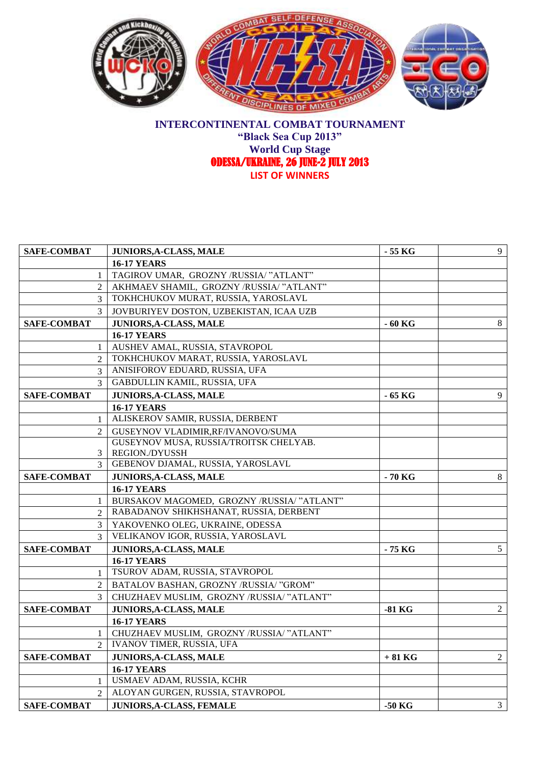**INTERCONTINENTAL COMBAT TOURNAMENT**
**"Black Sea Cup 2013"**
**World Cup Stage**
**ODESSA/UKRAINE, 26 JUNE-2 JULY 2013**
**LIST OF WINNERS**

| SAFE-COMBAT | JUNIORS,A-CLASS, MALE | - 55 KG | 9 |
|---|---|---|---|
| | 16-17 YEARS | | |
| 1 | TAGIROV UMAR, GROZNY /RUSSIA/ "ATLANT" | | |
| 2 | AKHMAEV SHAMIL, GROZNY /RUSSIA/ "ATLANT" | | |
| 3 | TOKHCHUKOV MURAT, RUSSIA, YAROSLAVL | | |
| 3 | JOVBURIYEV DOSTON, UZBEKISTAN, ICAA UZB | | |
| SAFE-COMBAT | JUNIORS,A-CLASS, MALE | - 60 KG | 8 |
| | 16-17 YEARS | | |
| 1 | AUSHEV AMAL, RUSSIA, STAVROPOL | | |
| 2 | TOKHCHUKOV MARAT, RUSSIA, YAROSLAVL | | |
| 3 | ANISIFOROV EDUARD, RUSSIA, UFA | | |
| 3 | GABDULLIN KAMIL, RUSSIA, UFA | | |
| SAFE-COMBAT | JUNIORS,A-CLASS, MALE | - 65 KG | 9 |
| | 16-17 YEARS | | |
| 1 | ALISKEROV SAMIR, RUSSIA, DERBENT | | |
| 2 | GUSEYNOV VLADIMIR,RF/IVANOVO/SUMA | | |
| 3 | GUSEYNOV MUSA, RUSSIA/TROITSK CHELYAB. REGION./DYUSSH | | |
| 3 | GEBENOV DJAMAL, RUSSIA, YAROSLAVL | | |
| SAFE-COMBAT | JUNIORS,A-CLASS, MALE | - 70 KG | 8 |
| | 16-17 YEARS | | |
| 1 | BURSAKOV MAGOMED, GROZNY /RUSSIA/ "ATLANT" | | |
| 2 | RABADANOV SHIKHSHANAT, RUSSIA, DERBENT | | |
| 3 | YAKOVENKO OLEG, UKRAINE, ODESSA | | |
| 3 | VELIKANOV IGOR, RUSSIA, YAROSLAVL | | |
| SAFE-COMBAT | JUNIORS,A-CLASS, MALE | - 75 KG | 5 |
| | 16-17 YEARS | | |
| 1 | TSUROV ADAM, RUSSIA, STAVROPOL | | |
| 2 | BATALOV BASHAN, GROZNY /RUSSIA/ "GROM" | | |
| 3 | CHUZHAEV MUSLIM, GROZNY /RUSSIA/ "ATLANT" | | |
| SAFE-COMBAT | JUNIORS,A-CLASS, MALE | -81 KG | 2 |
| | 16-17 YEARS | | |
| 1 | CHUZHAEV MUSLIM, GROZNY /RUSSIA/ "ATLANT" | | |
| 2 | IVANOV TIMER, RUSSIA, UFA | | |
| SAFE-COMBAT | JUNIORS,A-CLASS, MALE | + 81 KG | 2 |
| | 16-17 YEARS | | |
| 1 | USMAEV ADAM, RUSSIA, KCHR | | |
| 2 | ALOYAN GURGEN, RUSSIA, STAVROPOL | | |
| SAFE-COMBAT | JUNIORS,A-CLASS, FEMALE | -50 KG | 3 |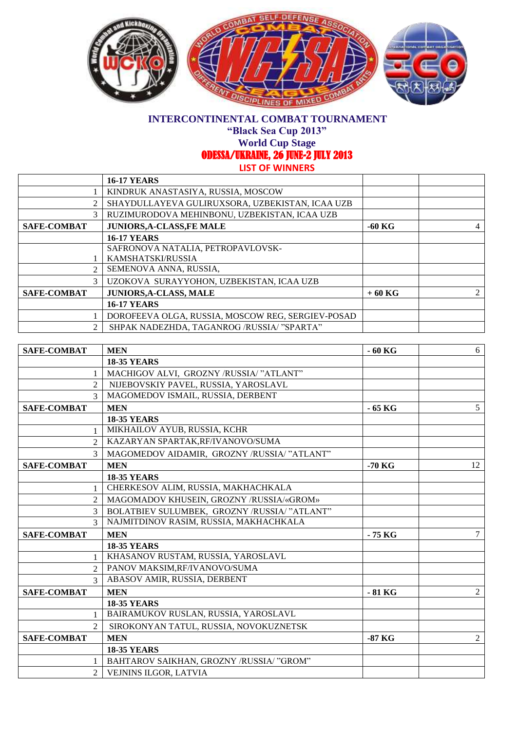# INTERCONTINENTAL COMBAT TOURNAMENT

## "Black Sea Cup 2013"

## World Cup Stage

## ODESSA/UKRAINE, 26 JUNE-2 JULY 2013

### LIST OF WINNERS

| | | | |
|---|---|---|---|
| | **16-17 YEARS** | | |
| 1 | KINDRUK ANASTASIYA, RUSSIA, MOSCOW | | |
| 2 | SHAYDULLAYEVA GULIRUXSORA, UZBEKISTAN, ICAA UZB | | |
| 3 | RUZIMURODOVA MEHINBONU, UZBEKISTAN, ICAA UZB | | |
| **SAFE-COMBAT** | **JUNIORS,A-CLASS,FE MALE** | **-60 KG** | 4 |
| | **16-17 YEARS** | | |
| 1 | SAFRONOVA NATALIA, PETROPAVLOVSK-KAMSHATSKI/RUSSIA | | |
| 2 | SEMENOVA ANNA, RUSSIA, | | |
| 3 | UZOKOVA SURAYYOHON, UZBEKISTAN, ICAA UZB | | |
| **SAFE-COMBAT** | **JUNIORS,A-CLASS, MALE** | **+ 60 KG** | 2 |
| | **16-17 YEARS** | | |
| 1 | DOROFEEVA OLGA, RUSSIA, MOSCOW REG, SERGIEV-POSAD | | |
| 2 | SHPAK NADEZHDA, TAGANROG /RUSSIA/ "SPARTA" | | |

| | | | |
|---|---|---|---|
| **SAFE-COMBAT** | **MEN** | **- 60 KG** | 6 |
| | **18-35 YEARS** | | |
| 1 | MACHIGOV ALVI, GROZNY /RUSSIA/ "ATLANT" | | |
| 2 | NIJEBOVSKIY PAVEL, RUSSIA, YAROSLAVL | | |
| 3 | MAGOMEDOV ISMAIL, RUSSIA, DERBENT | | |
| **SAFE-COMBAT** | **MEN** | **- 65 KG** | 5 |
| | **18-35 YEARS** | | |
| 1 | MIKHAILOV AYUB, RUSSIA, KCHR | | |
| 2 | KAZARYAN SPARTAK,RF/IVANOVO/SUMA | | |
| 3 | MAGOMEDOV AIDAMIR, GROZNY /RUSSIA/ "ATLANT" | | |
| **SAFE-COMBAT** | **MEN** | **-70 KG** | 12 |
| | **18-35 YEARS** | | |
| 1 | CHERKESOV ALIM, RUSSIA, MAKHACHKALA | | |
| 2 | MAGOMADOV KHUSEIN, GROZNY /RUSSIA/«GROM» | | |
| 3 | BOLATBIEV SULUMBEK, GROZNY /RUSSIA/ "ATLANT" | | |
| 3 | NAJMITDINOV RASIM, RUSSIA, MAKHACHKALA | | |
| **SAFE-COMBAT** | **MEN** | **- 75 KG** | 7 |
| | **18-35 YEARS** | | |
| 1 | KHASANOV RUSTAM, RUSSIA, YAROSLAVL | | |
| 2 | PANOV MAKSIM,RF/IVANOVO/SUMA | | |
| 3 | ABASOV AMIR, RUSSIA, DERBENT | | |
| **SAFE-COMBAT** | **MEN** | **- 81 KG** | 2 |
| | **18-35 YEARS** | | |
| 1 | BAIRAMUKOV RUSLAN, RUSSIA, YAROSLAVL | | |
| 2 | SIROKONYAN TATUL, RUSSIA, NOVOKUZNETSK | | |
| **SAFE-COMBAT** | **MEN** | **-87 KG** | 2 |
| | **18-35 YEARS** | | |
| 1 | BAHTAROV SAIKHAN, GROZNY /RUSSIA/ "GROM" | | |
| 2 | VEJNINS ILGOR, LATVIA | | |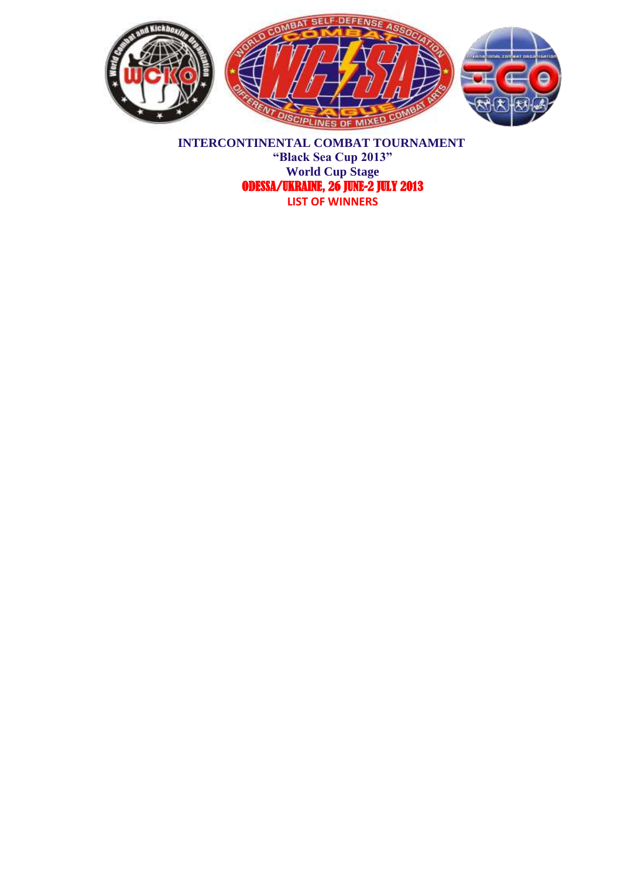**INTERCONTINENTAL COMBAT TOURNAMENT**
**"Black Sea Cup 2013"**
**World Cup Stage**
**ODESSA/UKRAINE, 26 JUNE-2 JULY 2013**
**LIST OF WINNERS**